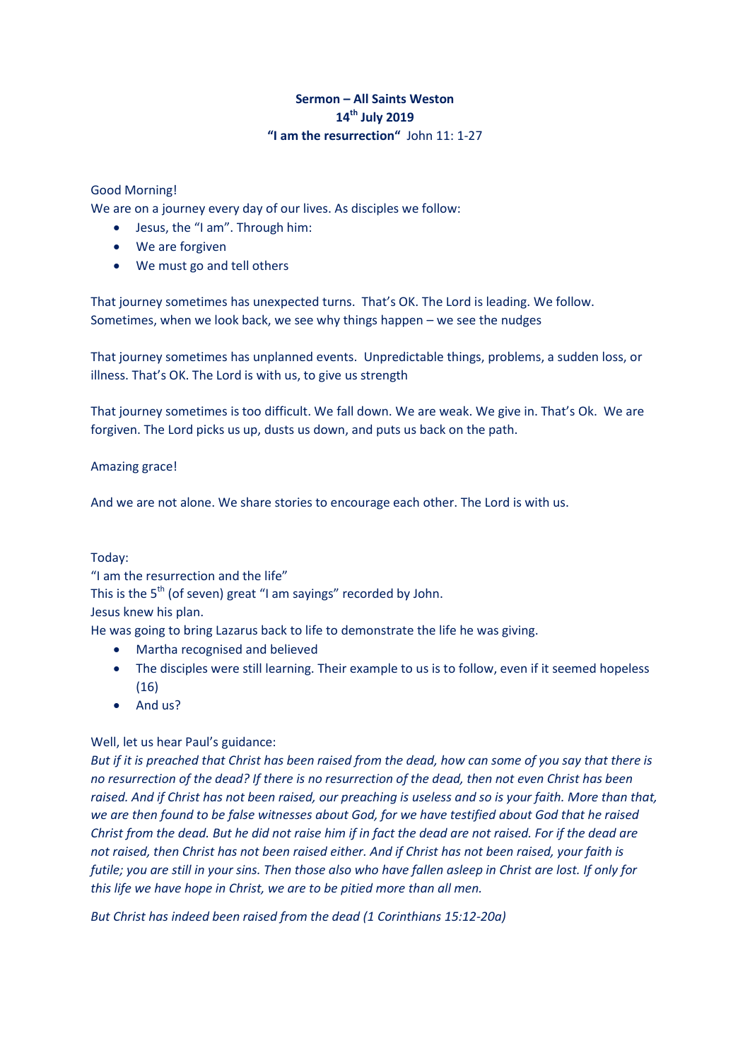**Sermon – All Saints Weston**
**14th July 2019**
**"I am the resurrection"** John 11: 1-27

Good Morning!
We are on a journey every day of our lives. As disciples we follow:

- Jesus, the "I am". Through him:
- We are forgiven
- We must go and tell others

That journey sometimes has unexpected turns. That's OK. The Lord is leading. We follow. Sometimes, when we look back, we see why things happen – we see the nudges

That journey sometimes has unplanned events. Unpredictable things, problems, a sudden loss, or illness. That's OK. The Lord is with us, to give us strength

That journey sometimes is too difficult. We fall down. We are weak. We give in. That's Ok. We are forgiven. The Lord picks us up, dusts us down, and puts us back on the path.

Amazing grace!

And we are not alone. We share stories to encourage each other. The Lord is with us.

Today:
"I am the resurrection and the life"
This is the 5th (of seven) great "I am sayings" recorded by John.
Jesus knew his plan.
He was going to bring Lazarus back to life to demonstrate the life he was giving.

- Martha recognised and believed
- The disciples were still learning. Their example to us is to follow, even if it seemed hopeless (16)
- And us?

Well, let us hear Paul's guidance:
*But if it is preached that Christ has been raised from the dead, how can some of you say that there is no resurrection of the dead? If there is no resurrection of the dead, then not even Christ has been raised. And if Christ has not been raised, our preaching is useless and so is your faith. More than that, we are then found to be false witnesses about God, for we have testified about God that he raised Christ from the dead. But he did not raise him if in fact the dead are not raised. For if the dead are not raised, then Christ has not been raised either. And if Christ has not been raised, your faith is futile; you are still in your sins. Then those also who have fallen asleep in Christ are lost. If only for this life we have hope in Christ, we are to be pitied more than all men.*

*But Christ has indeed been raised from the dead (1 Corinthians 15:12-20a)*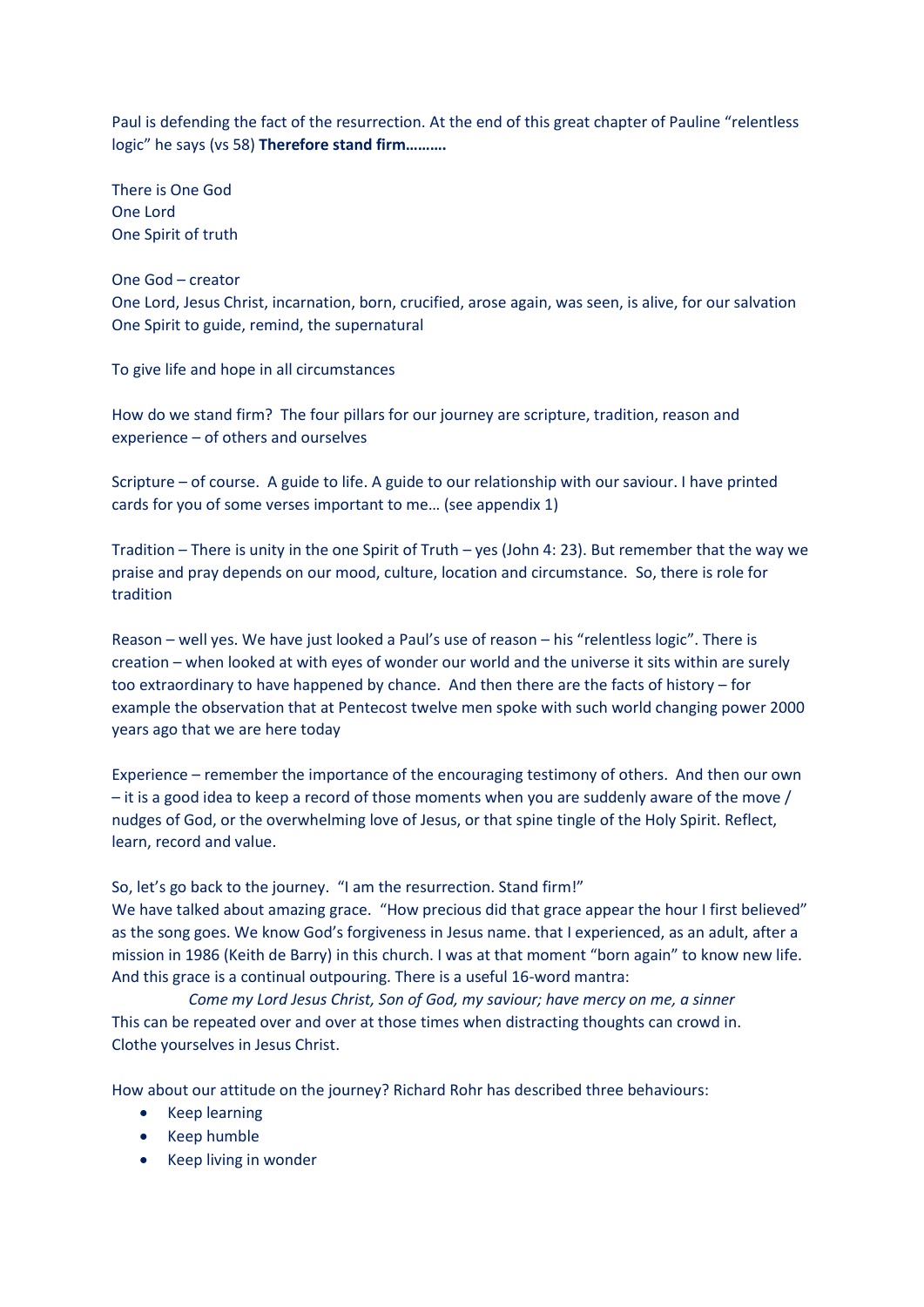Paul is defending the fact of the resurrection. At the end of this great chapter of Pauline "relentless logic" he says (vs 58) **Therefore stand firm……….**

There is One God
One Lord
One Spirit of truth

One God – creator
One Lord, Jesus Christ, incarnation, born, crucified, arose again, was seen, is alive, for our salvation
One Spirit to guide, remind, the supernatural

To give life and hope in all circumstances

How do we stand firm? The four pillars for our journey are scripture, tradition, reason and experience – of others and ourselves

Scripture – of course. A guide to life. A guide to our relationship with our saviour. I have printed cards for you of some verses important to me… (see appendix 1)

Tradition – There is unity in the one Spirit of Truth – yes (John 4: 23). But remember that the way we praise and pray depends on our mood, culture, location and circumstance. So, there is role for tradition

Reason – well yes. We have just looked a Paul's use of reason – his "relentless logic". There is creation – when looked at with eyes of wonder our world and the universe it sits within are surely too extraordinary to have happened by chance. And then there are the facts of history – for example the observation that at Pentecost twelve men spoke with such world changing power 2000 years ago that we are here today

Experience – remember the importance of the encouraging testimony of others. And then our own – it is a good idea to keep a record of those moments when you are suddenly aware of the move / nudges of God, or the overwhelming love of Jesus, or that spine tingle of the Holy Spirit. Reflect, learn, record and value.

So, let's go back to the journey. "I am the resurrection. Stand firm!"
We have talked about amazing grace. "How precious did that grace appear the hour I first believed" as the song goes. We know God's forgiveness in Jesus name. that I experienced, as an adult, after a mission in 1986 (Keith de Barry) in this church. I was at that moment "born again" to know new life. And this grace is a continual outpouring. There is a useful 16-word mantra:

*Come my Lord Jesus Christ, Son of God, my saviour; have mercy on me, a sinner*

This can be repeated over and over at those times when distracting thoughts can crowd in.
Clothe yourselves in Jesus Christ.

How about our attitude on the journey? Richard Rohr has described three behaviours:

- Keep learning
- Keep humble
- Keep living in wonder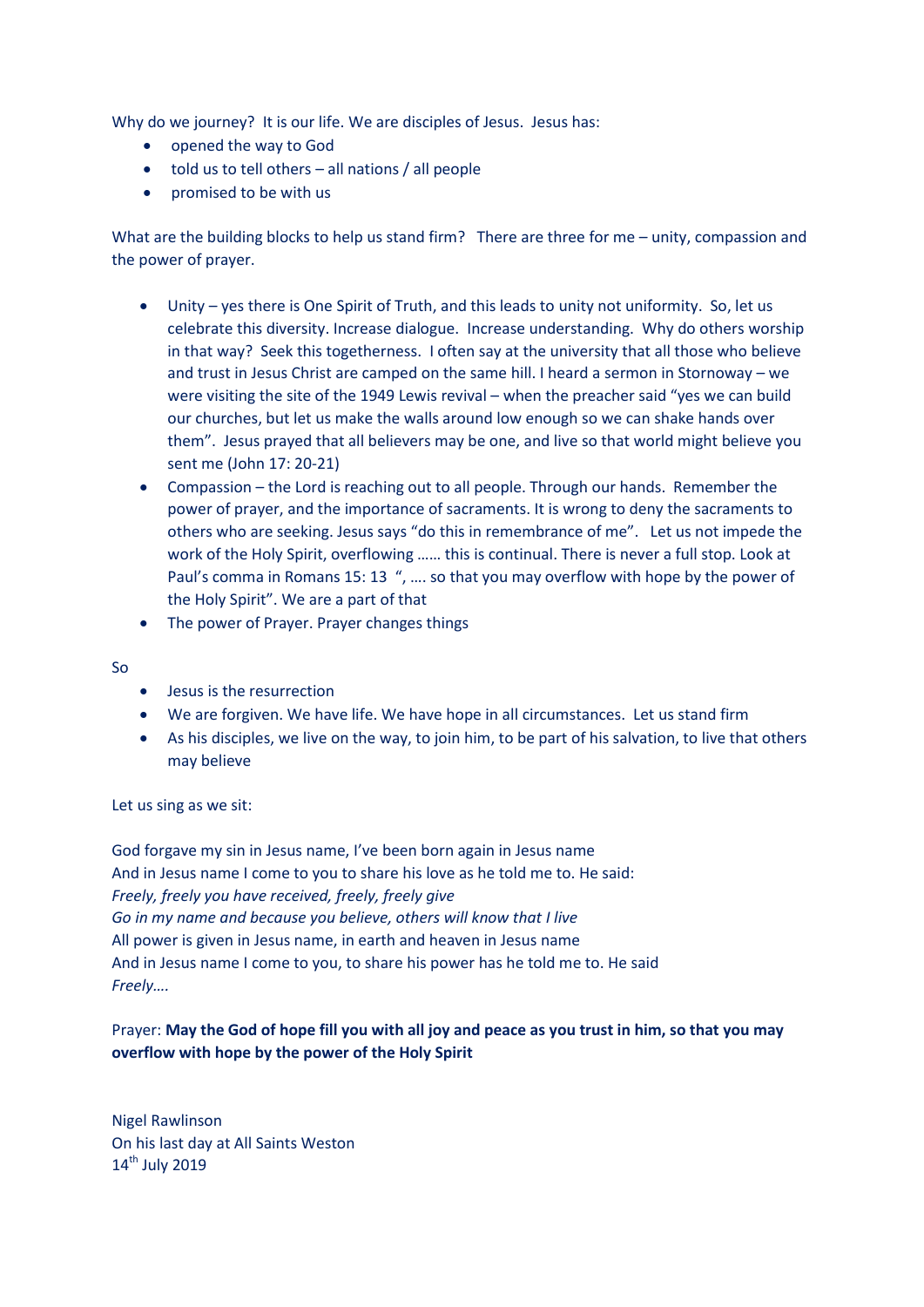Why do we journey? It is our life. We are disciples of Jesus. Jesus has:

- opened the way to God
- told us to tell others – all nations / all people
- promised to be with us

What are the building blocks to help us stand firm? There are three for me – unity, compassion and the power of prayer.

- Unity – yes there is One Spirit of Truth, and this leads to unity not uniformity. So, let us celebrate this diversity. Increase dialogue. Increase understanding. Why do others worship in that way? Seek this togetherness. I often say at the university that all those who believe and trust in Jesus Christ are camped on the same hill. I heard a sermon in Stornoway – we were visiting the site of the 1949 Lewis revival – when the preacher said "yes we can build our churches, but let us make the walls around low enough so we can shake hands over them". Jesus prayed that all believers may be one, and live so that world might believe you sent me (John 17: 20-21)
- Compassion – the Lord is reaching out to all people. Through our hands. Remember the power of prayer, and the importance of sacraments. It is wrong to deny the sacraments to others who are seeking. Jesus says "do this in remembrance of me". Let us not impede the work of the Holy Spirit, overflowing …… this is continual. There is never a full stop. Look at Paul's comma in Romans 15: 13 ", …. so that you may overflow with hope by the power of the Holy Spirit". We are a part of that
- The power of Prayer. Prayer changes things

So

- Jesus is the resurrection
- We are forgiven. We have life. We have hope in all circumstances. Let us stand firm
- As his disciples, we live on the way, to join him, to be part of his salvation, to live that others may believe

Let us sing as we sit:

God forgave my sin in Jesus name, I've been born again in Jesus name
And in Jesus name I come to you to share his love as he told me to. He said:
*Freely, freely you have received, freely, freely give*
*Go in my name and because you believe, others will know that I live*
All power is given in Jesus name, in earth and heaven in Jesus name
And in Jesus name I come to you, to share his power has he told me to. He said
*Freely….*

Prayer: **May the God of hope fill you with all joy and peace as you trust in him, so that you may overflow with hope by the power of the Holy Spirit**

Nigel Rawlinson
On his last day at All Saints Weston
14th July 2019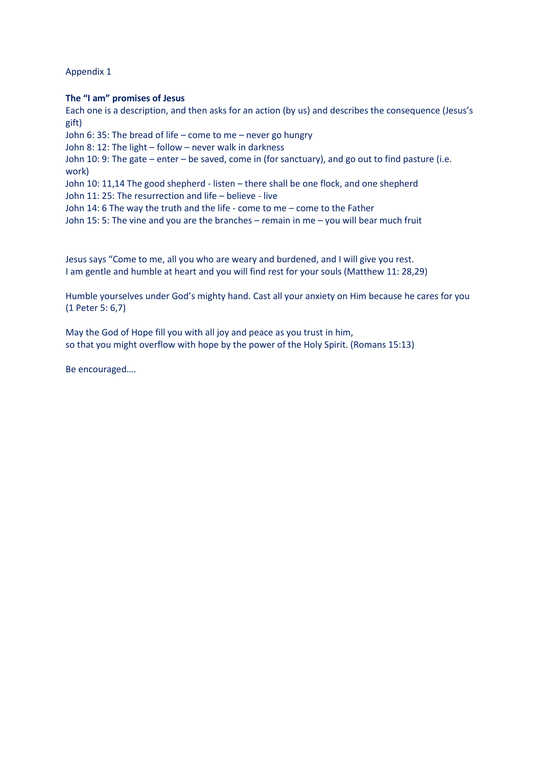Appendix 1

**The "I am" promises of Jesus**

Each one is a description, and then asks for an action (by us) and describes the consequence (Jesus's gift)

John 6: 35: The bread of life – come to me – never go hungry

John 8: 12: The light – follow – never walk in darkness

John 10: 9: The gate – enter – be saved, come in (for sanctuary), and go out to find pasture (i.e. work)

John 10: 11,14 The good shepherd - listen – there shall be one flock, and one shepherd

John 11: 25: The resurrection and life – believe - live

John 14: 6 The way the truth and the life - come to me – come to the Father

John 15: 5: The vine and you are the branches – remain in me – you will bear much fruit

Jesus says "Come to me, all you who are weary and burdened, and I will give you rest.
I am gentle and humble at heart and you will find rest for your souls (Matthew 11: 28,29)

Humble yourselves under God's mighty hand. Cast all your anxiety on Him because he cares for you (1 Peter 5: 6,7)

May the God of Hope fill you with all joy and peace as you trust in him,
so that you might overflow with hope by the power of the Holy Spirit. (Romans 15:13)

Be encouraged….